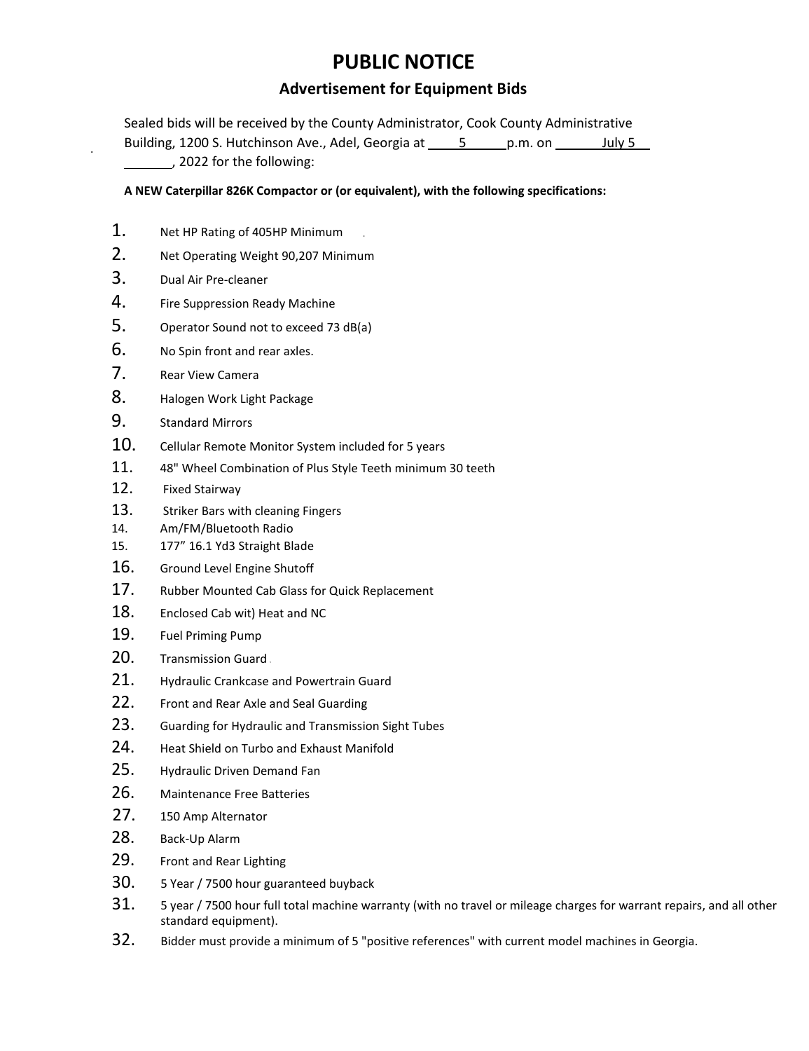# PUBLIC NOTICE

## Advertisement for Equipment Bids

Sealed bids will be received by the County Administrator, Cook County Administrative Building, 1200 S. Hutchinson Ave., Adel, Georgia at 5 p.m. on July 5 , 2022 for the following:

**A NEW Caterpillar 826K Compactor or (or equivalent), with the following specifications:**

1. Net HP Rating of 405HP Minimum
2. Net Operating Weight 90,207 Minimum
3. Dual Air Pre-cleaner
4. Fire Suppression Ready Machine
5. Operator Sound not to exceed 73 dB(a)
6. No Spin front and rear axles.
7. Rear View Camera
8. Halogen Work Light Package
9. Standard Mirrors
10. Cellular Remote Monitor System included for 5 years
11. 48" Wheel Combination of Plus Style Teeth minimum 30 teeth
12. Fixed Stairway
13. Striker Bars with cleaning Fingers
14. Am/FM/Bluetooth Radio
15. 177” 16.1 Yd3 Straight Blade
16. Ground Level Engine Shutoff
17. Rubber Mounted Cab Glass for Quick Replacement
18. Enclosed Cab wit) Heat and NC
19. Fuel Priming Pump
20. Transmission Guard
21. Hydraulic Crankcase and Powertrain Guard
22. Front and Rear Axle and Seal Guarding
23. Guarding for Hydraulic and Transmission Sight Tubes
24. Heat Shield on Turbo and Exhaust Manifold
25. Hydraulic Driven Demand Fan
26. Maintenance Free Batteries
27. 150 Amp Alternator
28. Back-Up Alarm
29. Front and Rear Lighting
30. 5 Year / 7500 hour guaranteed buyback
31. 5 year / 7500 hour full total machine warranty (with no travel or mileage charges for warrant repairs, and all other standard equipment).
32. Bidder must provide a minimum of 5 "positive references" with current model machines in Georgia.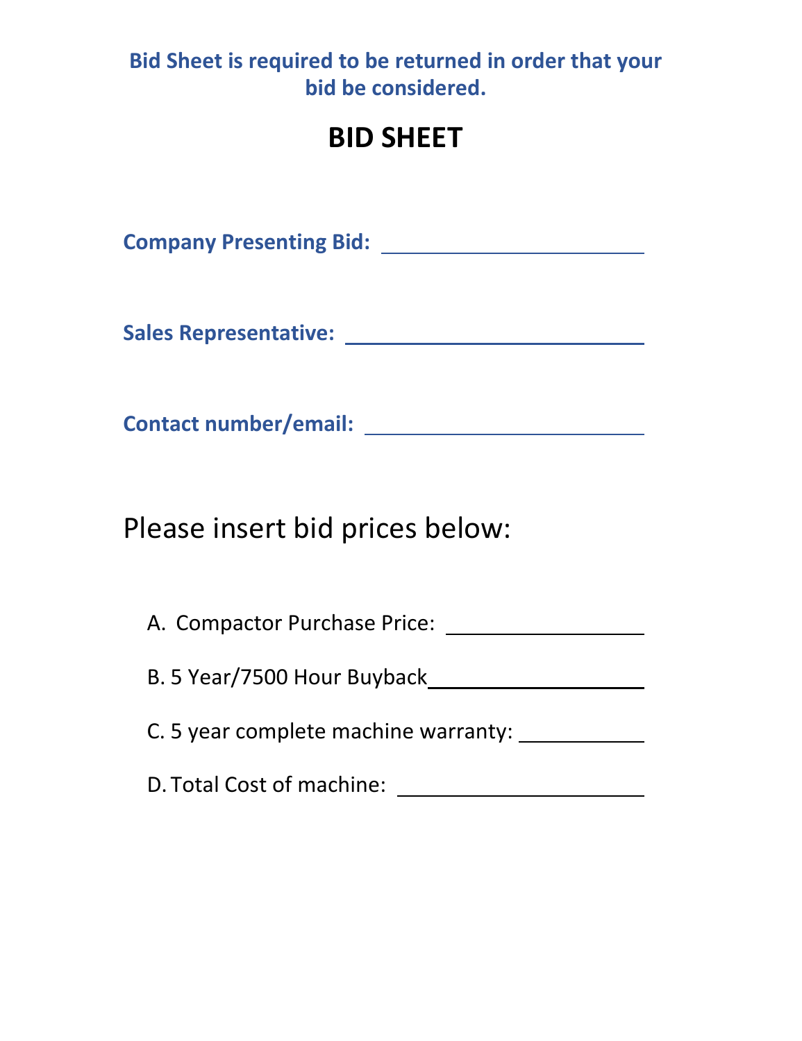**Bid Sheet is required to be returned in order that your bid be considered.**

# BID SHEET

**Company Presenting Bid:** ______________________

**Sales Representative:** ______________________

**Contact number/email:** ______________________

Please insert bid prices below:

A. Compactor Purchase Price: ____________________

B. 5 Year/7500 Hour Buyback____________________

C. 5 year complete machine warranty: ____________

D. Total Cost of machine: ____________________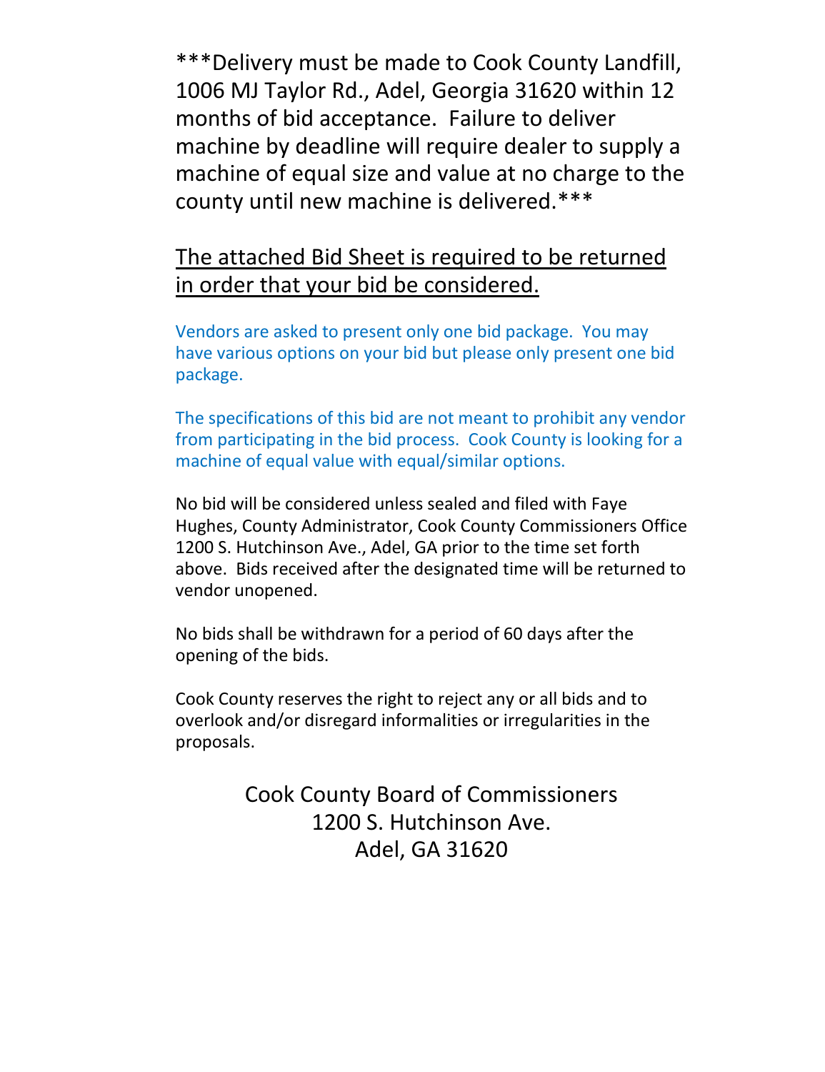***Delivery must be made to Cook County Landfill, 1006 MJ Taylor Rd., Adel, Georgia 31620 within 12 months of bid acceptance. Failure to deliver machine by deadline will require dealer to supply a machine of equal size and value at no charge to the county until new machine is delivered.***

<u>The attached Bid Sheet is required to be returned in order that your bid be considered.</u>

Vendors are asked to present only one bid package. You may have various options on your bid but please only present one bid package.

The specifications of this bid are not meant to prohibit any vendor from participating in the bid process. Cook County is looking for a machine of equal value with equal/similar options.

No bid will be considered unless sealed and filed with Faye Hughes, County Administrator, Cook County Commissioners Office 1200 S. Hutchinson Ave., Adel, GA prior to the time set forth above. Bids received after the designated time will be returned to vendor unopened.

No bids shall be withdrawn for a period of 60 days after the opening of the bids.

Cook County reserves the right to reject any or all bids and to overlook and/or disregard informalities or irregularities in the proposals.

Cook County Board of Commissioners
1200 S. Hutchinson Ave.
Adel, GA 31620